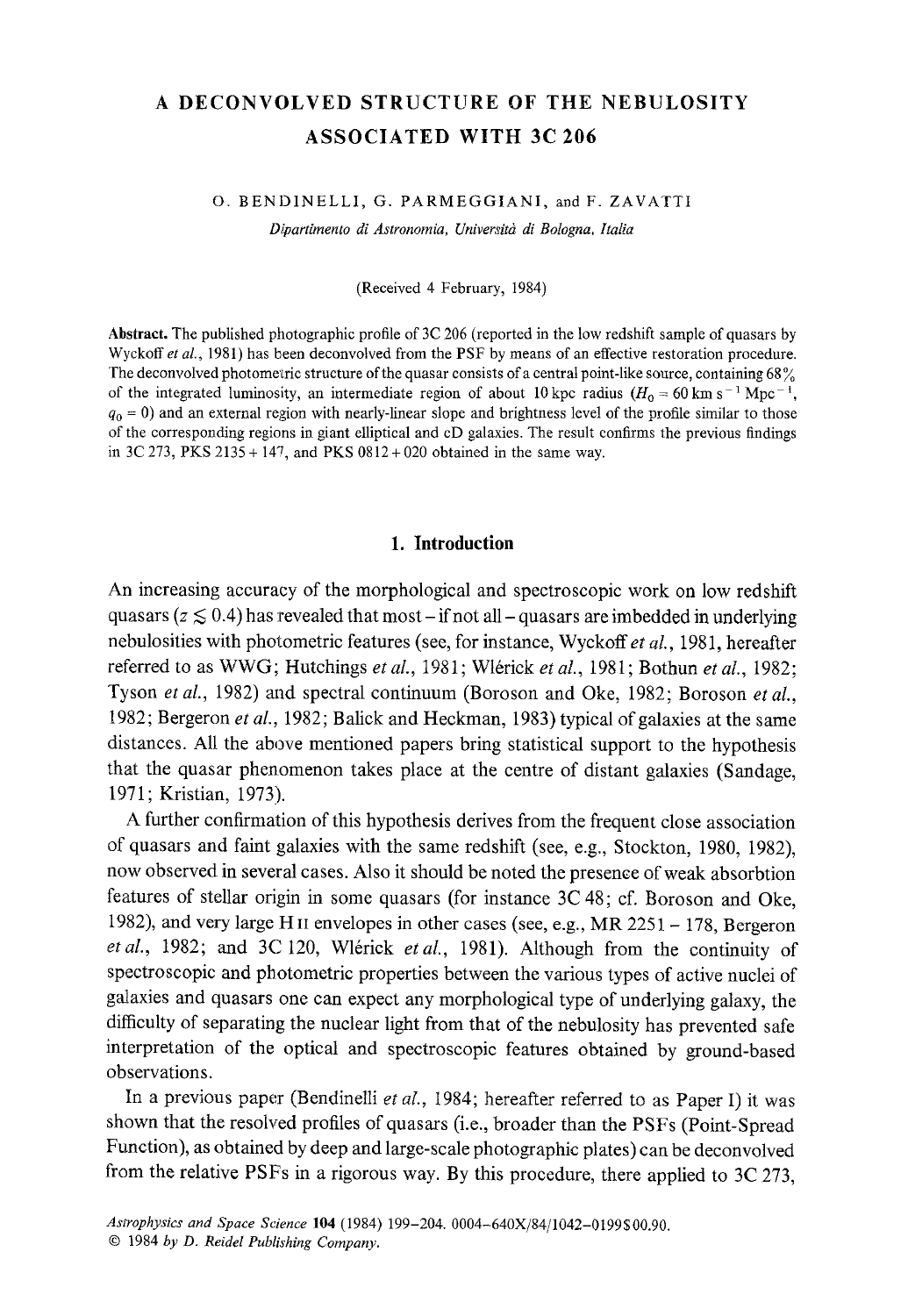# A DECONVOLVED STRUCTURE OF THE NEBULOSITY ASSOCIATED WITH 3C 206

O. BENDINELLI, G. PARMEGGIANI, and F. ZAVATTI

*Dipartimento di Astronomia, Università di Bologna, Italia*

(Received 4 February, 1984)

**Abstract.** The published photographic profile of 3C 206 (reported in the low redshift sample of quasars by Wyckoff *et al.*, 1981) has been deconvolved from the PSF by means of an effective restoration procedure. The deconvolved photometric structure of the quasar consists of a central point-like source, containing 68% of the integrated luminosity, an intermediate region of about 10 kpc radius ($H_0 = 60$ km s$^{-1}$ Mpc$^{-1}$, $q_0 = 0$) and an external region with nearly-linear slope and brightness level of the profile similar to those of the corresponding regions in giant elliptical and cD galaxies. The result confirms the previous findings in 3C 273, PKS 2135 + 147, and PKS 0812 + 020 obtained in the same way.

## 1. Introduction

An increasing accuracy of the morphological and spectroscopic work on low redshift quasars ($z \lesssim 0.4$) has revealed that most – if not all – quasars are imbedded in underlying nebulosities with photometric features (see, for instance, Wyckoff *et al.*, 1981, hereafter referred to as WWG; Hutchings *et al.*, 1981; Wlérick *et al.*, 1981; Bothun *et al.*, 1982; Tyson *et al.*, 1982) and spectral continuum (Boroson and Oke, 1982; Boroson *et al.*, 1982; Bergeron *et al.*, 1982; Balick and Heckman, 1983) typical of galaxies at the same distances. All the above mentioned papers bring statistical support to the hypothesis that the quasar phenomenon takes place at the centre of distant galaxies (Sandage, 1971; Kristian, 1973).

A further confirmation of this hypothesis derives from the frequent close association of quasars and faint galaxies with the same redshift (see, e.g., Stockton, 1980, 1982), now observed in several cases. Also it should be noted the presence of weak absorbtion features of stellar origin in some quasars (for instance 3C 48; cf. Boroson and Oke, 1982), and very large H II envelopes in other cases (see, e.g., MR 2251 – 178, Bergeron *et al.*, 1982; and 3C 120, Wlérick *et al.*, 1981). Although from the continuity of spectroscopic and photometric properties between the various types of active nuclei of galaxies and quasars one can expect any morphological type of underlying galaxy, the difficulty of separating the nuclear light from that of the nebulosity has prevented safe interpretation of the optical and spectroscopic features obtained by ground-based observations.

In a previous paper (Bendinelli *et al.*, 1984; hereafter referred to as Paper I) it was shown that the resolved profiles of quasars (i.e., broader than the PSFs (Point-Spread Function), as obtained by deep and large-scale photographic plates) can be deconvolved from the relative PSFs in a rigorous way. By this procedure, there applied to 3C 273,

*Astrophysics and Space Science* **104** (1984) 199–204. 0004-640X/84/1042-0199$00.90.
© 1984 *by D. Reidel Publishing Company.*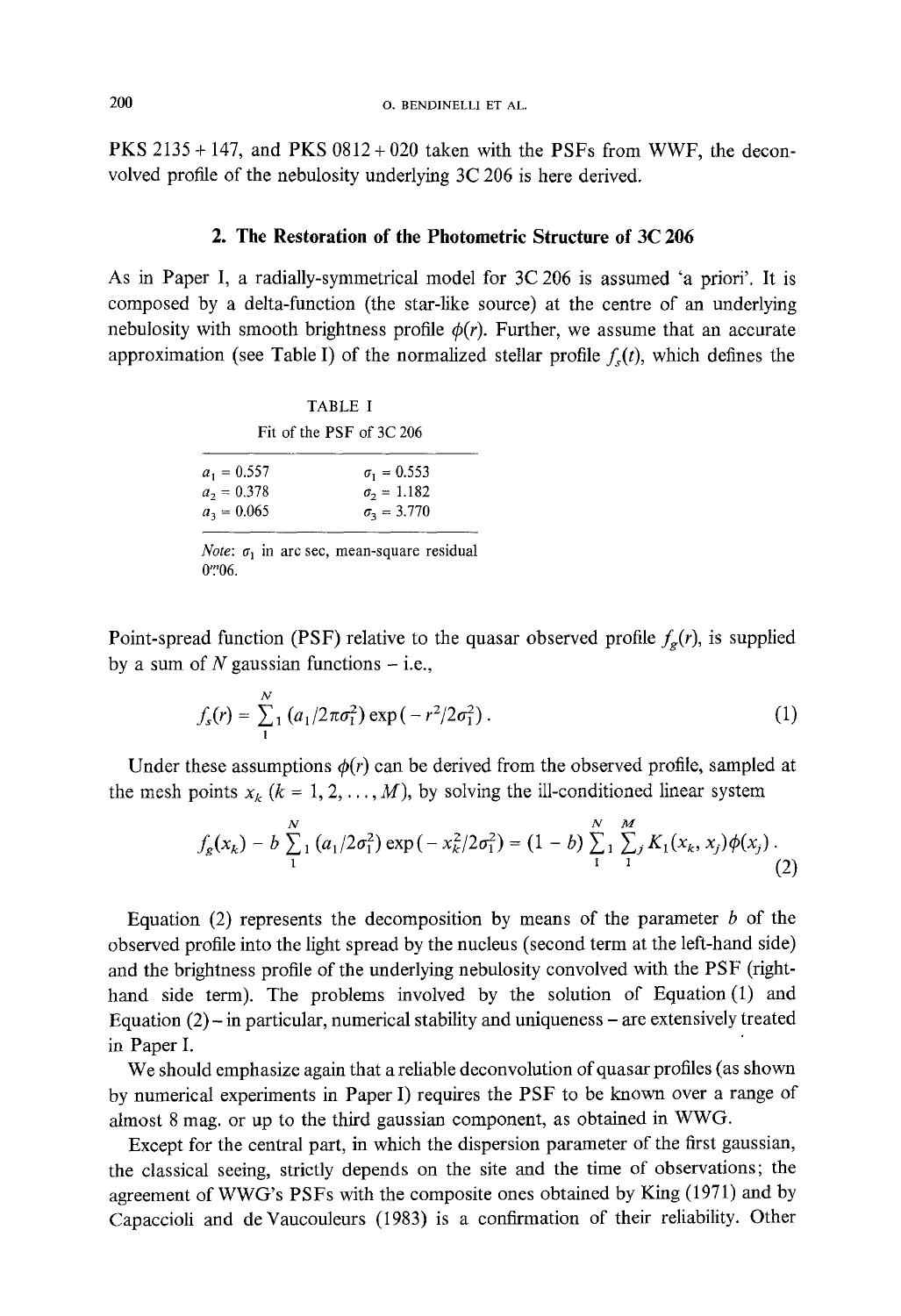PKS 2135 + 147, and PKS 0812 + 020 taken with the PSFs from WWF, the deconvolved profile of the nebulosity underlying 3C 206 is here derived.

## 2. The Restoration of the Photometric Structure of 3C 206

As in Paper I, a radially-symmetrical model for 3C 206 is assumed 'a priori'. It is composed by a delta-function (the star-like source) at the centre of an underlying nebulosity with smooth brightness profile $\phi(r)$. Further, we assume that an accurate approximation (see Table I) of the normalized stellar profile $f_s(t)$, which defines the

TABLE I

Fit of the PSF of 3C 206

| | |
|---|---|
| $a_1 = 0.557$ | $\sigma_1 = 0.553$ |
| $a_2 = 0.378$ | $\sigma_2 = 1.182$ |
| $a_3 = 0.065$ | $\sigma_3 = 3.770$ |

*Note*: $\sigma_1$ in arc sec, mean-square residual 0.″06.

Point-spread function (PSF) relative to the quasar observed profile $f_g(r)$, is supplied by a sum of $N$ gaussian functions – i.e.,

$$f_s(r) = \sum_1^N (a_1/2\pi\sigma_1^2)\exp(-r^2/2\sigma_1^2)\,. \tag{1}$$

Under these assumptions $\phi(r)$ can be derived from the observed profile, sampled at the mesh points $x_k$ ($k = 1, 2, \ldots, M$), by solving the ill-conditioned linear system

$$f_g(x_k) - b\sum_1^N (a_1/2\sigma_1^2)\exp(-x_k^2/2\sigma_1^2) = (1-b)\sum_1^N \sum_j^M K_1(x_k, x_j)\phi(x_j)\,. \tag{2}$$

Equation (2) represents the decomposition by means of the parameter $b$ of the observed profile into the light spread by the nucleus (second term at the left-hand side) and the brightness profile of the underlying nebulosity convolved with the PSF (right-hand side term). The problems involved by the solution of Equation (1) and Equation (2) – in particular, numerical stability and uniqueness – are extensively treated in Paper I.

We should emphasize again that a reliable deconvolution of quasar profiles (as shown by numerical experiments in Paper I) requires the PSF to be known over a range of almost 8 mag. or up to the third gaussian component, as obtained in WWG.

Except for the central part, in which the dispersion parameter of the first gaussian, the classical seeing, strictly depends on the site and the time of observations; the agreement of WWG's PSFs with the composite ones obtained by King (1971) and by Capaccioli and de Vaucouleurs (1983) is a confirmation of their reliability. Other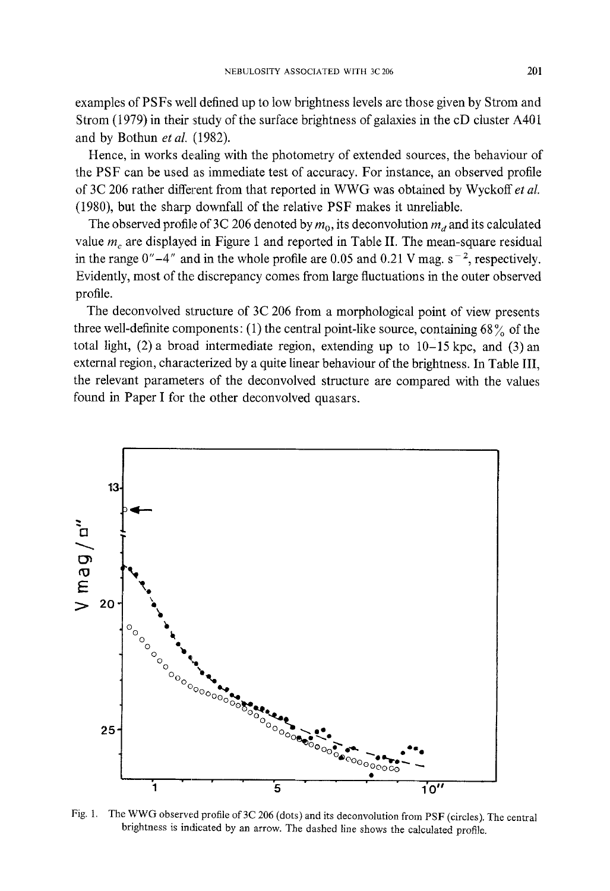examples of PSFs well defined up to low brightness levels are those given by Strom and Strom (1979) in their study of the surface brightness of galaxies in the cD cluster A401 and by Bothun *et al.* (1982).

Hence, in works dealing with the photometry of extended sources, the behaviour of the PSF can be used as immediate test of accuracy. For instance, an observed profile of 3C 206 rather different from that reported in WWG was obtained by Wyckoff *et al.* (1980), but the sharp downfall of the relative PSF makes it unreliable.

The observed profile of 3C 206 denoted by $m_0$, its deconvolution $m_d$ and its calculated value $m_c$ are displayed in Figure 1 and reported in Table II. The mean-square residual in the range 0″–4″ and in the whole profile are 0.05 and 0.21 V mag. s$^{-2}$, respectively. Evidently, most of the discrepancy comes from large fluctuations in the outer observed profile.

The deconvolved structure of 3C 206 from a morphological point of view presents three well-definite components: (1) the central point-like source, containing 68% of the total light, (2) a broad intermediate region, extending up to 10–15 kpc, and (3) an external region, characterized by a quite linear behaviour of the brightness. In Table III, the relevant parameters of the deconvolved structure are compared with the values found in Paper I for the other deconvolved quasars.

Fig. 1. The WWG observed profile of 3C 206 (dots) and its deconvolution from PSF (circles). The central brightness is indicated by an arrow. The dashed line shows the calculated profile.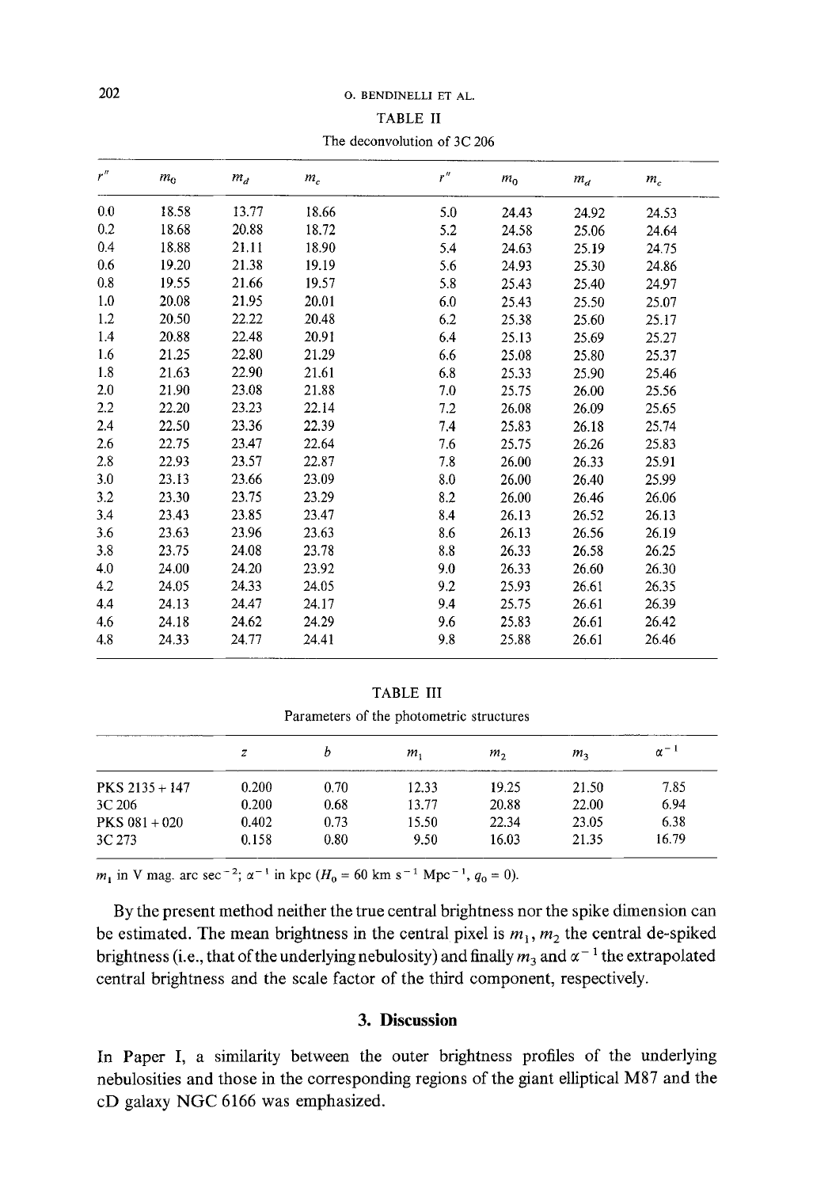TABLE II

The deconvolution of 3C 206

| $r''$ | $m_0$ | $m_d$ | $m_c$ | $r''$ | $m_0$ | $m_d$ | $m_c$ |
|---|---|---|---|---|---|---|---|
| 0.0 | 18.58 | 13.77 | 18.66 | 5.0 | 24.43 | 24.92 | 24.53 |
| 0.2 | 18.68 | 20.88 | 18.72 | 5.2 | 24.58 | 25.06 | 24.64 |
| 0.4 | 18.88 | 21.11 | 18.90 | 5.4 | 24.63 | 25.19 | 24.75 |
| 0.6 | 19.20 | 21.38 | 19.19 | 5.6 | 24.93 | 25.30 | 24.86 |
| 0.8 | 19.55 | 21.66 | 19.57 | 5.8 | 25.43 | 25.40 | 24.97 |
| 1.0 | 20.08 | 21.95 | 20.01 | 6.0 | 25.43 | 25.50 | 25.07 |
| 1.2 | 20.50 | 22.22 | 20.48 | 6.2 | 25.38 | 25.60 | 25.17 |
| 1.4 | 20.88 | 22.48 | 20.91 | 6.4 | 25.13 | 25.69 | 25.27 |
| 1.6 | 21.25 | 22.80 | 21.29 | 6.6 | 25.08 | 25.80 | 25.37 |
| 1.8 | 21.63 | 22.90 | 21.61 | 6.8 | 25.33 | 25.90 | 25.46 |
| 2.0 | 21.90 | 23.08 | 21.88 | 7.0 | 25.75 | 26.00 | 25.56 |
| 2.2 | 22.20 | 23.23 | 22.14 | 7.2 | 26.08 | 26.09 | 25.65 |
| 2.4 | 22.50 | 23.36 | 22.39 | 7.4 | 25.83 | 26.18 | 25.74 |
| 2.6 | 22.75 | 23.47 | 22.64 | 7.6 | 25.75 | 26.26 | 25.83 |
| 2.8 | 22.93 | 23.57 | 22.87 | 7.8 | 26.00 | 26.33 | 25.91 |
| 3.0 | 23.13 | 23.66 | 23.09 | 8.0 | 26.00 | 26.40 | 25.99 |
| 3.2 | 23.30 | 23.75 | 23.29 | 8.2 | 26.00 | 26.46 | 26.06 |
| 3.4 | 23.43 | 23.85 | 23.47 | 8.4 | 26.13 | 26.52 | 26.13 |
| 3.6 | 23.63 | 23.96 | 23.63 | 8.6 | 26.13 | 26.56 | 26.19 |
| 3.8 | 23.75 | 24.08 | 23.78 | 8.8 | 26.33 | 26.58 | 26.25 |
| 4.0 | 24.00 | 24.20 | 23.92 | 9.0 | 26.33 | 26.60 | 26.30 |
| 4.2 | 24.05 | 24.33 | 24.05 | 9.2 | 25.93 | 26.61 | 26.35 |
| 4.4 | 24.13 | 24.47 | 24.17 | 9.4 | 25.75 | 26.61 | 26.39 |
| 4.6 | 24.18 | 24.62 | 24.29 | 9.6 | 25.83 | 26.61 | 26.42 |
| 4.8 | 24.33 | 24.77 | 24.41 | 9.8 | 25.88 | 26.61 | 26.46 |

TABLE III

Parameters of the photometric structures

| | $z$ | $b$ | $m_1$ | $m_2$ | $m_3$ | $\alpha^{-1}$ |
|---|---|---|---|---|---|---|
| PKS 2135 + 147 | 0.200 | 0.70 | 12.33 | 19.25 | 21.50 | 7.85 |
| 3C 206 | 0.200 | 0.68 | 13.77 | 20.88 | 22.00 | 6.94 |
| PKS 081 + 020 | 0.402 | 0.73 | 15.50 | 22.34 | 23.05 | 6.38 |
| 3C 273 | 0.158 | 0.80 | 9.50 | 16.03 | 21.35 | 16.79 |

$m_i$ in V mag. arc sec$^{-2}$; $\alpha^{-1}$ in kpc ($H_0 = 60$ km s$^{-1}$ Mpc$^{-1}$, $q_0 = 0$).

By the present method neither the true central brightness nor the spike dimension can be estimated. The mean brightness in the central pixel is $m_1$, $m_2$ the central de-spiked brightness (i.e., that of the underlying nebulosity) and finally $m_3$ and $\alpha^{-1}$ the extrapolated central brightness and the scale factor of the third component, respectively.

## 3. Discussion

In Paper I, a similarity between the outer brightness profiles of the underlying nebulosities and those in the corresponding regions of the giant elliptical M87 and the cD galaxy NGC 6166 was emphasized.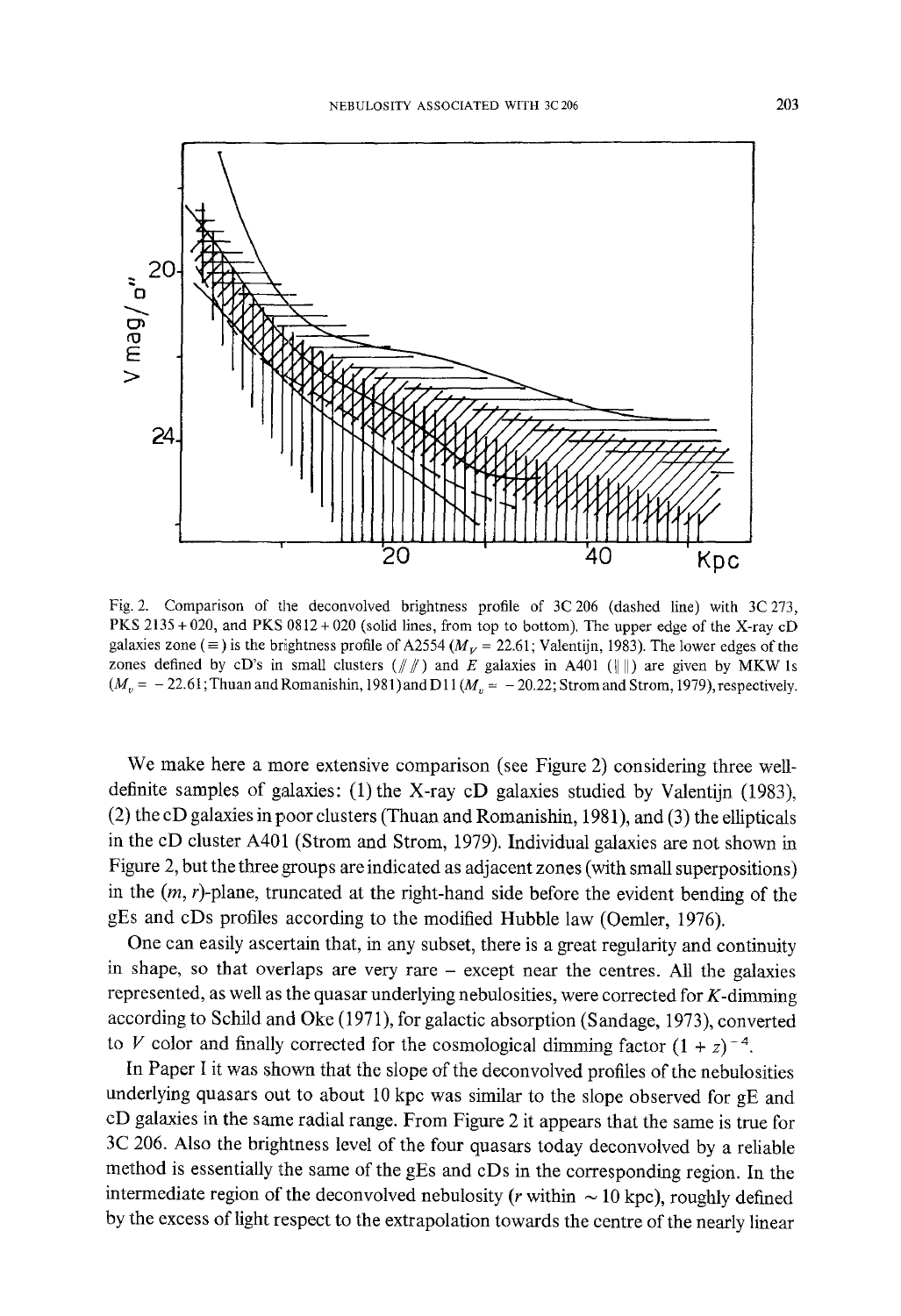Fig. 2. Comparison of the deconvolved brightness profile of 3C 206 (dashed line) with 3C 273, PKS 2135 + 020, and PKS 0812 + 020 (solid lines, from top to bottom). The upper edge of the X-ray cD galaxies zone (≡) is the brightness profile of A2554 ($M_V$ = 22.61; Valentijn, 1983). The lower edges of the zones defined by cD's in small clusters (/// ) and $E$ galaxies in A401 (|||) are given by MKW 1s ($M_v = -22.61$; Thuan and Romanishin, 1981) and D11 ($M_v = -20.22$; Strom and Strom, 1979), respectively.

We make here a more extensive comparison (see Figure 2) considering three well-definite samples of galaxies: (1) the X-ray cD galaxies studied by Valentijn (1983), (2) the cD galaxies in poor clusters (Thuan and Romanishin, 1981), and (3) the ellipticals in the cD cluster A401 (Strom and Strom, 1979). Individual galaxies are not shown in Figure 2, but the three groups are indicated as adjacent zones (with small superpositions) in the $(m, r)$-plane, truncated at the right-hand side before the evident bending of the gEs and cDs profiles according to the modified Hubble law (Oemler, 1976).

One can easily ascertain that, in any subset, there is a great regularity and continuity in shape, so that overlaps are very rare – except near the centres. All the galaxies represented, as well as the quasar underlying nebulosities, were corrected for $K$-dimming according to Schild and Oke (1971), for galactic absorption (Sandage, 1973), converted to $V$ color and finally corrected for the cosmological dimming factor $(1 + z)^{-4}$.

In Paper I it was shown that the slope of the deconvolved profiles of the nebulosities underlying quasars out to about 10 kpc was similar to the slope observed for gE and cD galaxies in the same radial range. From Figure 2 it appears that the same is true for 3C 206. Also the brightness level of the four quasars today deconvolved by a reliable method is essentially the same of the gEs and cDs in the corresponding region. In the intermediate region of the deconvolved nebulosity ($r$ within ~ 10 kpc), roughly defined by the excess of light respect to the extrapolation towards the centre of the nearly linear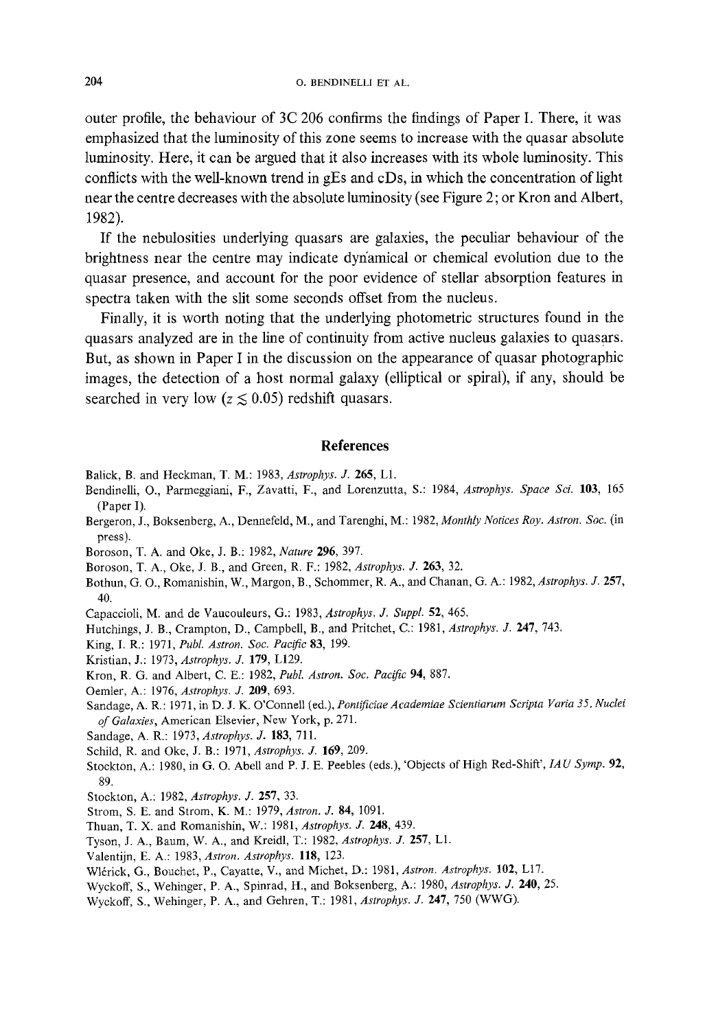outer profile, the behaviour of 3C 206 confirms the findings of Paper I. There, it was emphasized that the luminosity of this zone seems to increase with the quasar absolute luminosity. Here, it can be argued that it also increases with its whole luminosity. This conflicts with the well-known trend in gEs and cDs, in which the concentration of light near the centre decreases with the absolute luminosity (see Figure 2; or Kron and Albert, 1982).

If the nebulosities underlying quasars are galaxies, the peculiar behaviour of the brightness near the centre may indicate dynamical or chemical evolution due to the quasar presence, and account for the poor evidence of stellar absorption features in spectra taken with the slit some seconds offset from the nucleus.

Finally, it is worth noting that the underlying photometric structures found in the quasars analyzed are in the line of continuity from active nucleus galaxies to quasars. But, as shown in Paper I in the discussion on the appearance of quasar photographic images, the detection of a host normal galaxy (elliptical or spiral), if any, should be searched in very low ($z \lesssim 0.05$) redshift quasars.

## References

Balick, B. and Heckman, T. M.: 1983, *Astrophys. J.* **265**, L1.

Bendinelli, O., Parmeggiani, F., Zavatti, F., and Lorenzutta, S.: 1984, *Astrophys. Space Sci.* **103**, 165 (Paper I).

Bergeron, J., Boksenberg, A., Dennefeld, M., and Tarenghi, M.: 1982, *Monthly Notices Roy. Astron. Soc.* (in press).

Boroson, T. A. and Oke, J. B.: 1982, *Nature* **296**, 397.

Boroson, T. A., Oke, J. B., and Green, R. F.: 1982, *Astrophys. J.* **263**, 32.

Bothun, G. O., Romanishin, W., Margon, B., Schommer, R. A., and Chanan, G. A.: 1982, *Astrophys. J.* **257**, 40.

Capaccioli, M. and de Vaucouleurs, G.: 1983, *Astrophys. J. Suppl.* **52**, 465.

Hutchings, J. B., Crampton, D., Campbell, B., and Pritchet, C.: 1981, *Astrophys. J.* **247**, 743.

King, I. R.: 1971, *Publ. Astron. Soc. Pacific* **83**, 199.

Kristian, J.: 1973, *Astrophys. J.* **179**, L129.

Kron, R. G. and Albert, C. E.: 1982, *Publ. Astron. Soc. Pacific* **94**, 887.

Oemler, A.: 1976, *Astrophys. J.* **209**, 693.

Sandage, A. R.: 1971, in D. J. K. O'Connell (ed.), *Pontificiae Academiae Scientiarum Scripta Varia 35, Nuclei of Galaxies*, American Elsevier, New York, p. 271.

Sandage, A. R.: 1973, *Astrophys. J.* **183**, 711.

Schild, R. and Oke, J. B.: 1971, *Astrophys. J.* **169**, 209.

Stockton, A.: 1980, in G. O. Abell and P. J. E. Peebles (eds.), 'Objects of High Red-Shift', *IAU Symp.* **92**, 89.

Stockton, A.: 1982, *Astrophys. J.* **257**, 33.

Strom, S. E. and Strom, K. M.: 1979, *Astron. J.* **84**, 1091.

Thuan, T. X. and Romanishin, W.: 1981, *Astrophys. J.* **248**, 439.

Tyson, J. A., Baum, W. A., and Kreidl, T.: 1982, *Astrophys. J.* **257**, L1.

Valentijn, E. A.: 1983, *Astron. Astrophys.* **118**, 123.

Wlérick, G., Bouchet, P., Cayatte, V., and Michet, D.: 1981, *Astron. Astrophys.* **102**, L17.

Wyckoff, S., Wehinger, P. A., Spinrad, H., and Boksenberg, A.: 1980, *Astrophys. J.* **240**, 25.

Wyckoff, S., Wehinger, P. A., and Gehren, T.: 1981, *Astrophys. J.* **247**, 750 (WWG).